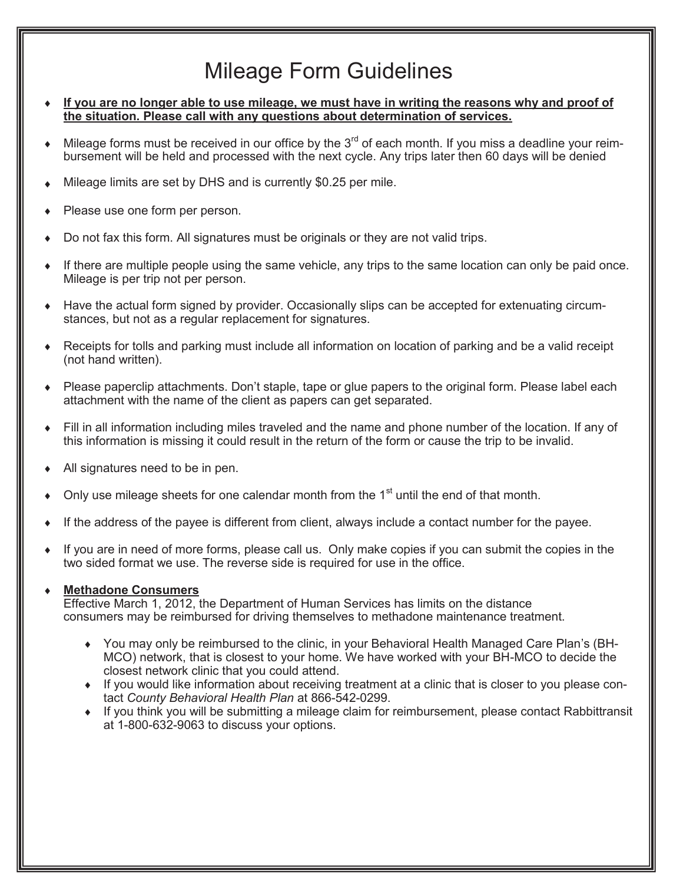# Mileage Form Guidelines

- **If you are no longer able to use mileage, we must have in writing the reasons why and proof of the situation. Please call with any questions about determination of services.**
- Mileage forms must be received in our office by the 3rd of each month. If you miss a deadline your reimbursement will be held and processed with the next cycle. Any trips later then 60 days will be denied
- Mileage limits are set by DHS and is currently $0.25 per mile.
- Please use one form per person.
- Do not fax this form. All signatures must be originals or they are not valid trips.
- If there are multiple people using the same vehicle, any trips to the same location can only be paid once. Mileage is per trip not per person.
- Have the actual form signed by provider. Occasionally slips can be accepted for extenuating circumstances, but not as a regular replacement for signatures.
- Receipts for tolls and parking must include all information on location of parking and be a valid receipt (not hand written).
- Please paperclip attachments. Don't staple, tape or glue papers to the original form. Please label each attachment with the name of the client as papers can get separated.
- Fill in all information including miles traveled and the name and phone number of the location. If any of this information is missing it could result in the return of the form or cause the trip to be invalid.
- All signatures need to be in pen.
- Only use mileage sheets for one calendar month from the 1st until the end of that month.
- If the address of the payee is different from client, always include a contact number for the payee.
- If you are in need of more forms, please call us. Only make copies if you can submit the copies in the two sided format we use. The reverse side is required for use in the office.
- **Methadone Consumers**
  Effective March 1, 2012, the Department of Human Services has limits on the distance consumers may be reimbursed for driving themselves to methadone maintenance treatment.
  - You may only be reimbursed to the clinic, in your Behavioral Health Managed Care Plan's (BH-MCO) network, that is closest to your home. We have worked with your BH-MCO to decide the closest network clinic that you could attend.
  - If you would like information about receiving treatment at a clinic that is closer to you please contact *County Behavioral Health Plan* at 866-542-0299.
  - If you think you will be submitting a mileage claim for reimbursement, please contact Rabbittransit at 1-800-632-9063 to discuss your options.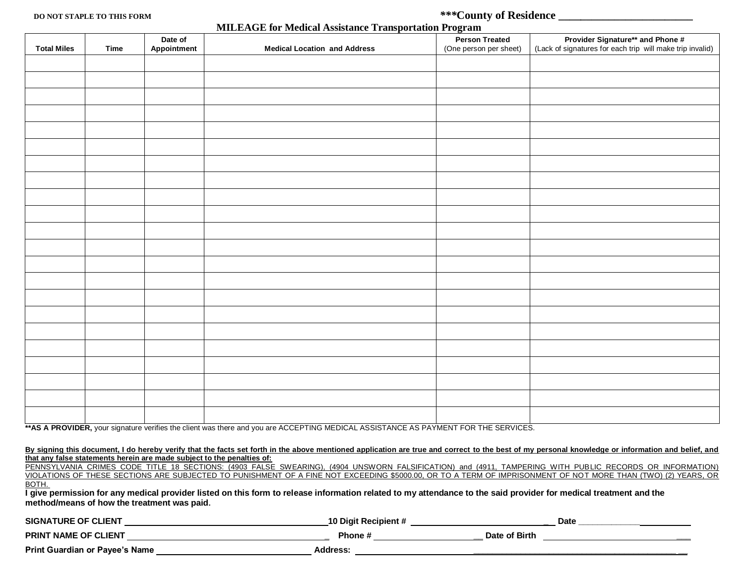**DO NOT STAPLE TO THIS FORM**

**\*\*\*County of Residence \_\_\_\_\_\_\_\_\_\_\_\_\_\_\_\_\_\_\_\_\_\_\_**

## MILEAGE for Medical Assistance Transportation Program

| Total Miles | Time | Date of Appointment | Medical Location and Address | Person Treated (One person per sheet) | Provider Signature** and Phone # (Lack of signatures for each trip will make trip invalid) |
|---|---|---|---|---|---|
| | | | | | |
| | | | | | |
| | | | | | |
| | | | | | |
| | | | | | |
| | | | | | |
| | | | | | |
| | | | | | |
| | | | | | |
| | | | | | |
| | | | | | |
| | | | | | |
| | | | | | |
| | | | | | |
| | | | | | |
| | | | | | |
| | | | | | |
| | | | | | |
| | | | | | |
| | | | | | |
| | | | | | |
| | | | | | |
| | | | | | |

**\*\*AS A PROVIDER,** your signature verifies the client was there and you are ACCEPTING MEDICAL ASSISTANCE AS PAYMENT FOR THE SERVICES.

**By signing this document, I do hereby verify that the facts set forth in the above mentioned application are true and correct to the best of my personal knowledge or information and belief, and that any false statements herein are made subject to the penalties of:**
PENNSYLVANIA CRIMES CODE TITLE 18 SECTIONS: (4903 FALSE SWEARING), (4904 UNSWORN FALSIFICATION) and (4911, TAMPERING WITH PUBLIC RECORDS OR INFORMATION) VIOLATIONS OF THESE SECTIONS ARE SUBJECTED TO PUNISHMENT OF A FINE NOT EXCEEDING $5000.00, OR TO A TERM OF IMPRISONMENT OF NOT MORE THAN (TWO) (2) YEARS, OR BOTH.

**I give permission for any medical provider listed on this form to release information related to my attendance to the said provider for medical treatment and the method/means of how the treatment was paid.**

**SIGNATURE OF CLIENT** \_\_\_\_\_\_\_\_\_\_\_\_\_\_\_\_\_\_\_\_\_\_\_\_\_\_\_\_\_\_ **10 Digit Recipient #** \_\_\_\_\_\_\_\_\_\_\_\_\_\_\_\_\_\_\_\_\_\_ **Date** \_\_\_\_\_\_\_\_\_\_\_\_\_\_

**PRINT NAME OF CLIENT** \_\_\_\_\_\_\_\_\_\_\_\_\_\_\_\_\_\_\_\_\_\_\_\_\_\_\_\_\_\_ **Phone #** \_\_\_\_\_\_\_\_\_\_\_\_\_\_\_\_\_\_ **Date of Birth** \_\_\_\_\_\_\_\_\_\_\_\_\_\_\_\_\_\_\_\_\_\_

**Print Guardian or Payee's Name** \_\_\_\_\_\_\_\_\_\_\_\_\_\_\_\_\_\_\_\_\_\_\_\_ **Address:** \_\_\_\_\_\_\_\_\_\_\_\_\_\_\_\_\_\_\_\_\_\_\_\_\_\_\_\_\_\_\_\_\_\_\_\_\_\_\_\_\_\_\_\_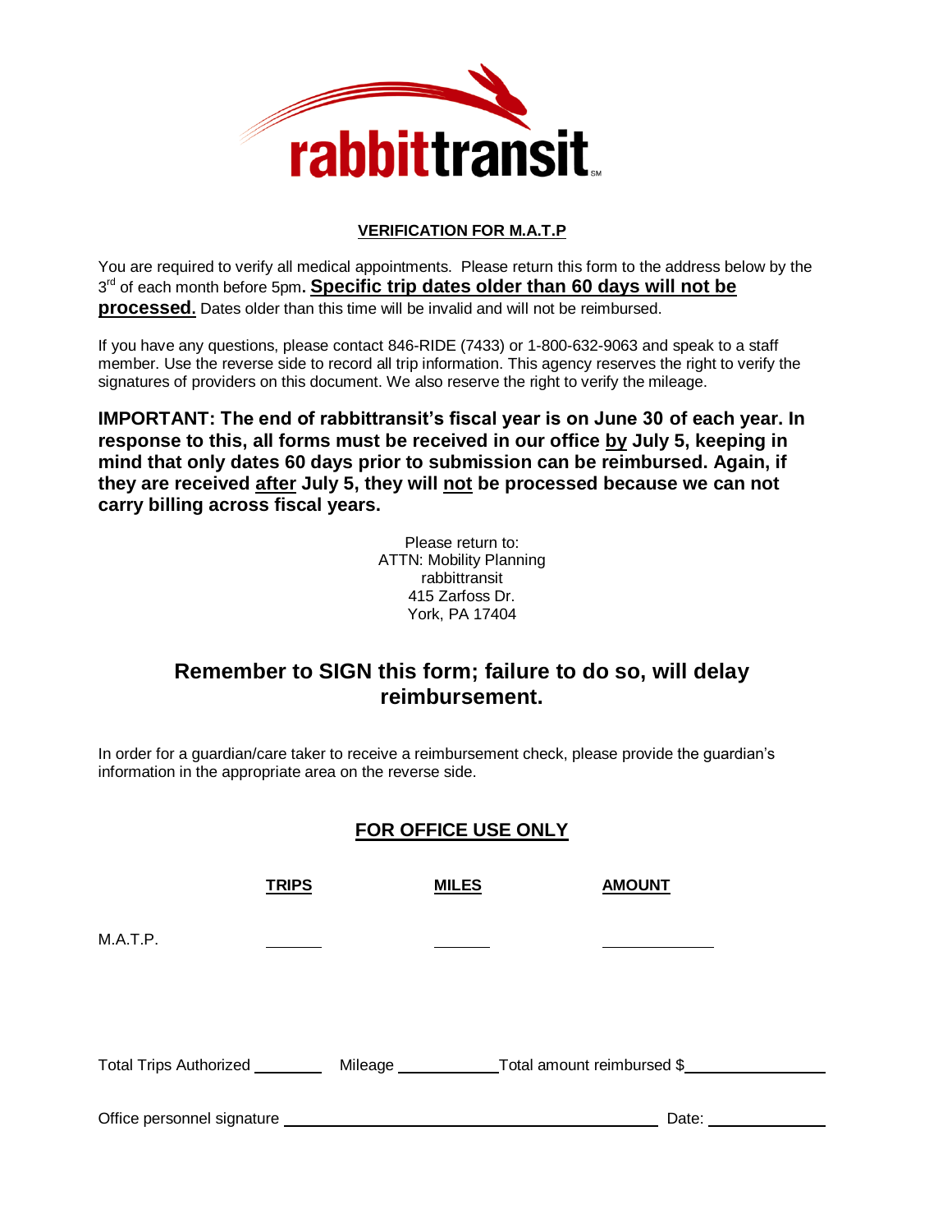rabbittransit

## VERIFICATION FOR M.A.T.P

You are required to verify all medical appointments. Please return this form to the address below by the 3rd of each month before 5pm. **Specific trip dates older than 60 days will not be processed.** Dates older than this time will be invalid and will not be reimbursed.

If you have any questions, please contact 846-RIDE (7433) or 1-800-632-9063 and speak to a staff member. Use the reverse side to record all trip information. This agency reserves the right to verify the signatures of providers on this document. We also reserve the right to verify the mileage.

**IMPORTANT: The end of rabbittransit's fiscal year is on June 30 of each year. In response to this, all forms must be received in our office by July 5, keeping in mind that only dates 60 days prior to submission can be reimbursed. Again, if they are received after July 5, they will not be processed because we can not carry billing across fiscal years.**

Please return to:
ATTN: Mobility Planning
rabbittransit
415 Zarfoss Dr.
York, PA 17404

## Remember to SIGN this form; failure to do so, will delay reimbursement.

In order for a guardian/care taker to receive a reimbursement check, please provide the guardian's information in the appropriate area on the reverse side.

## FOR OFFICE USE ONLY

| | TRIPS | MILES | AMOUNT |
|---|---|---|---|
| M.A.T.P. | ______ | ______ | ____________ |

Total Trips Authorized ________ Mileage ____________ Total amount reimbursed $________________

Office personnel signature ________________________________________ Date: ______________